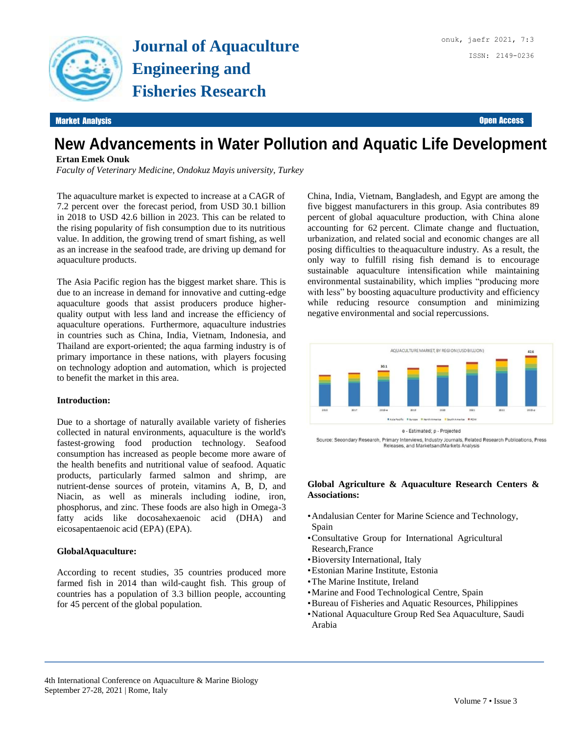# Journal of Aquaculture Engineering and Fisheries Research

**Market Analysis** | **Open Access**

# New Advancements in Water Pollution and Aquatic Life Development

**Ertan Emek Onuk**

*Faculty of Veterinary Medicine, Ondokuz Mayis university, Turkey*

The aquaculture market is expected to increase at a CAGR of 7.2 percent over the forecast period, from USD 30.1 billion in 2018 to USD 42.6 billion in 2023. This can be related to the rising popularity of fish consumption due to its nutritious value. In addition, the growing trend of smart fishing, as well as an increase in the seafood trade, are driving up demand for aquaculture products.

The Asia Pacific region has the biggest market share. This is due to an increase in demand for innovative and cutting-edge aquaculture goods that assist producers produce higher-quality output with less land and increase the efficiency of aquaculture operations. Furthermore, aquaculture industries in countries such as China, India, Vietnam, Indonesia, and Thailand are export-oriented; the aqua farming industry is of primary importance in these nations, with players focusing on technology adoption and automation, which is projected to benefit the market in this area.

**Introduction:**

Due to a shortage of naturally available variety of fisheries collected in natural environments, aquaculture is the world's fastest-growing food production technology. Seafood consumption has increased as people become more aware of the health benefits and nutritional value of seafood. Aquatic products, particularly farmed salmon and shrimp, are nutrient-dense sources of protein, vitamins A, B, D, and Niacin, as well as minerals including iodine, iron, phosphorus, and zinc. These foods are also high in Omega-3 fatty acids like docosahexaenoic acid (DHA) and eicosapentaenoic acid (EPA) (EPA).

**GlobalAquaculture:**

According to recent studies, 35 countries produced more farmed fish in 2014 than wild-caught fish. This group of countries has a population of 3.3 billion people, accounting for 45 percent of the global population. China, India, Vietnam, Bangladesh, and Egypt are among the five biggest manufacturers in this group. Asia contributes 89 percent of global aquaculture production, with China alone accounting for 62 percent. Climate change and fluctuation, urbanization, and related social and economic changes are all posing difficulties to the aquaculture industry. As a result, the only way to fulfill rising fish demand is to encourage sustainable aquaculture intensification while maintaining environmental sustainability, which implies "producing more with less" by boosting aquaculture productivity and efficiency while reducing resource consumption and minimizing negative environmental and social repercussions.

AQUACULTURE MARKET, BY REGION (USD BILLION)

e - Estimated; p - Projected

Source: Secondary Research, Primary Interviews, Industry Journals, Related Research Publications, Press Releases, and MarketsandMarkets Analysis

**Global Agriculture & Aquaculture Research Centers & Associations:**

- Andalusian Center for Marine Science and Technology, Spain
- Consultative Group for International Agricultural Research,France
- Bioversity International, Italy
- Estonian Marine Institute, Estonia
- The Marine Institute, Ireland
- Marine and Food Technological Centre, Spain
- Bureau of Fisheries and Aquatic Resources, Philippines
- National Aquaculture Group Red Sea Aquaculture, Saudi Arabia

4th International Conference on Aquaculture & Marine Biology
September 27-28, 2021 | Rome, Italy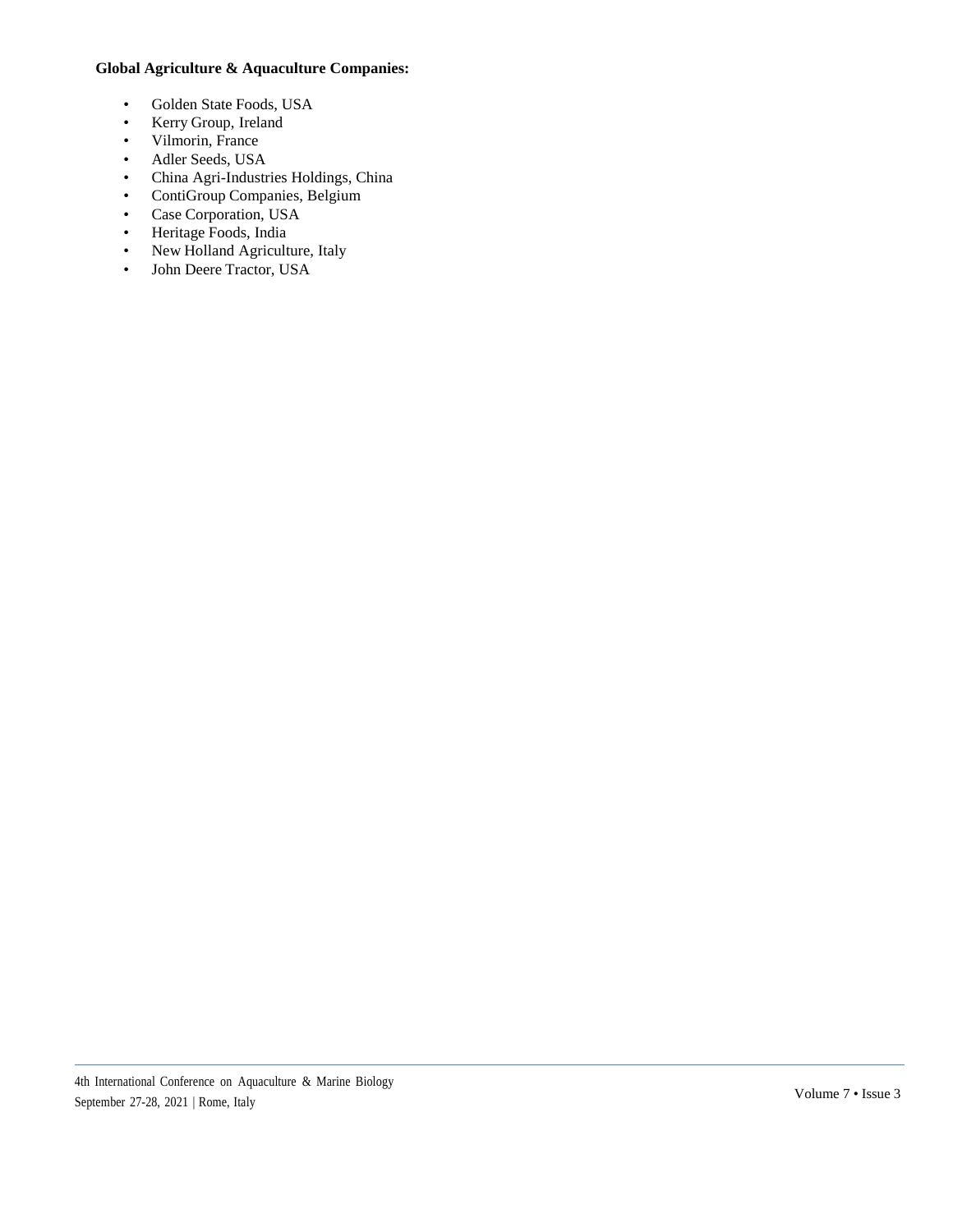**Global Agriculture & Aquaculture Companies:**

- Golden State Foods, USA
- Kerry Group, Ireland
- Vilmorin, France
- Adler Seeds, USA
- China Agri-Industries Holdings, China
- ContiGroup Companies, Belgium
- Case Corporation, USA
- Heritage Foods, India
- New Holland Agriculture, Italy
- John Deere Tractor, USA